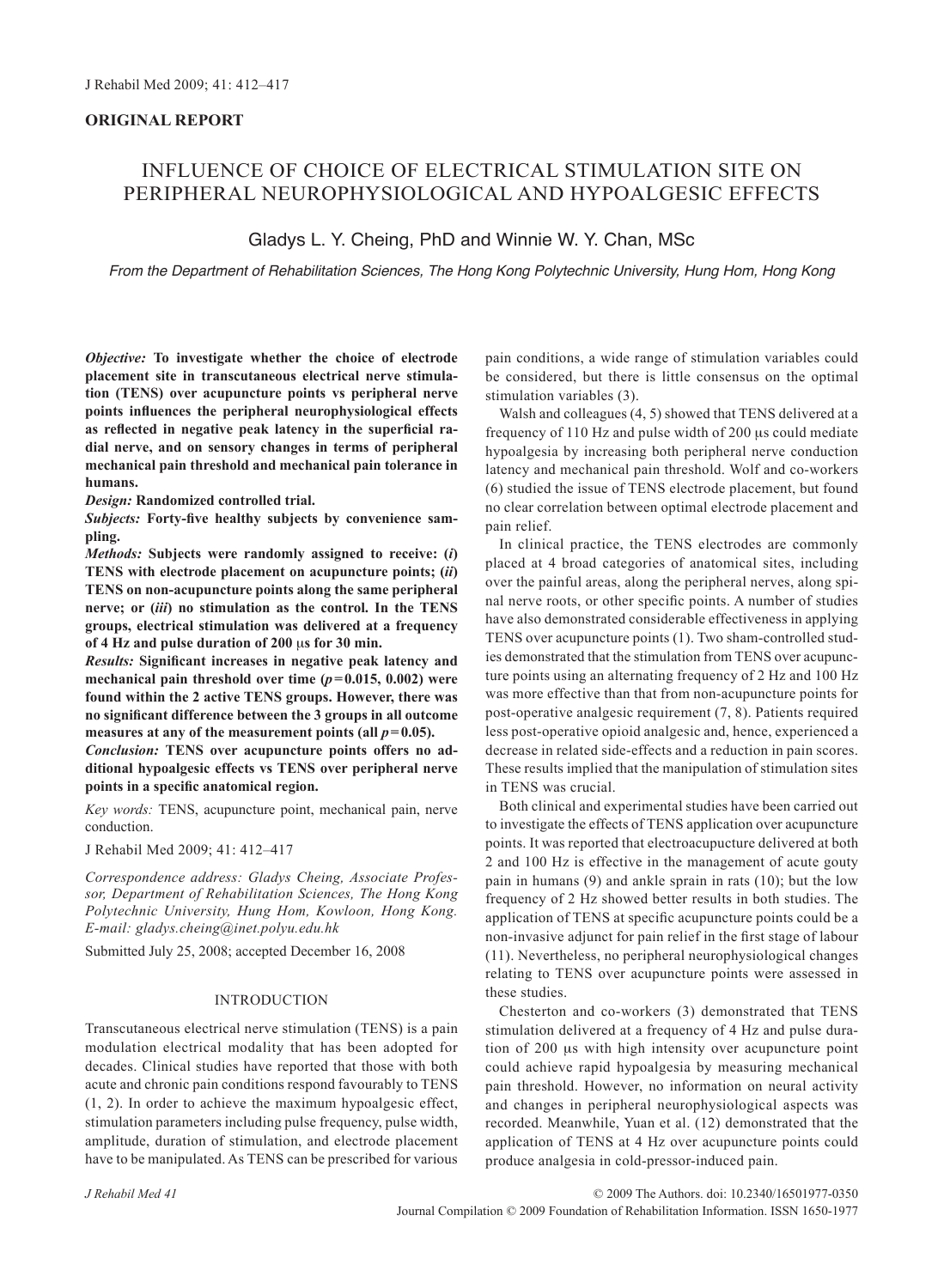**ORIGINAL REPORT**

# INFLUENCE OF CHOICE OF ELECTRICAL STIMULATION SITE ON PERIPHERAL NEUROPHYSIOLOGICAL AND HYPOALGESIC EFFECTS

Gladys L. Y. Cheing, PhD and Winnie W. Y. Chan, MSc

*From the Department of Rehabilitation Sciences, The Hong Kong Polytechnic University, Hung Hom, Hong Kong*

***Objective:*** **To investigate whether the choice of electrode placement site in transcutaneous electrical nerve stimulation (TENS) over acupuncture points vs peripheral nerve points influences the peripheral neurophysiological effects as reflected in negative peak latency in the superficial radial nerve, and on sensory changes in terms of peripheral mechanical pain threshold and mechanical pain tolerance in humans.**

***Design:*** **Randomized controlled trial.**

***Subjects:*** **Forty-five healthy subjects by convenience sampling.**

***Methods:*** **Subjects were randomly assigned to receive: (*i*) TENS with electrode placement on acupuncture points; (*ii*) TENS on non-acupuncture points along the same peripheral nerve; or (*iii*) no stimulation as the control. In the TENS groups, electrical stimulation was delivered at a frequency of 4 Hz and pulse duration of 200 μs for 30 min.**

***Results:*** **Significant increases in negative peak latency and mechanical pain threshold over time (*p* = 0.015, 0.002) were found within the 2 active TENS groups. However, there was no significant difference between the 3 groups in all outcome measures at any of the measurement points (all *p* = 0.05).**

***Conclusion:*** **TENS over acupuncture points offers no additional hypoalgesic effects vs TENS over peripheral nerve points in a specific anatomical region.**

*Key words:* TENS, acupuncture point, mechanical pain, nerve conduction.

J Rehabil Med 2009; 41: 412–417

*Correspondence address: Gladys Cheing, Associate Professor, Department of Rehabilitation Sciences, The Hong Kong Polytechnic University, Hung Hom, Kowloon, Hong Kong. E-mail: gladys.cheing@inet.polyu.edu.hk*

Submitted July 25, 2008; accepted December 16, 2008

## INTRODUCTION

Transcutaneous electrical nerve stimulation (TENS) is a pain modulation electrical modality that has been adopted for decades. Clinical studies have reported that those with both acute and chronic pain conditions respond favourably to TENS (1, 2). In order to achieve the maximum hypoalgesic effect, stimulation parameters including pulse frequency, pulse width, amplitude, duration of stimulation, and electrode placement have to be manipulated. As TENS can be prescribed for various pain conditions, a wide range of stimulation variables could be considered, but there is little consensus on the optimal stimulation variables (3).

Walsh and colleagues (4, 5) showed that TENS delivered at a frequency of 110 Hz and pulse width of 200 μs could mediate hypoalgesia by increasing both peripheral nerve conduction latency and mechanical pain threshold. Wolf and co-workers (6) studied the issue of TENS electrode placement, but found no clear correlation between optimal electrode placement and pain relief.

In clinical practice, the TENS electrodes are commonly placed at 4 broad categories of anatomical sites, including over the painful areas, along the peripheral nerves, along spinal nerve roots, or other specific points. A number of studies have also demonstrated considerable effectiveness in applying TENS over acupuncture points (1). Two sham-controlled studies demonstrated that the stimulation from TENS over acupuncture points using an alternating frequency of 2 Hz and 100 Hz was more effective than that from non-acupuncture points for post-operative analgesic requirement (7, 8). Patients required less post-operative opioid analgesic and, hence, experienced a decrease in related side-effects and a reduction in pain scores. These results implied that the manipulation of stimulation sites in TENS was crucial.

Both clinical and experimental studies have been carried out to investigate the effects of TENS application over acupuncture points. It was reported that electroacupuncture delivered at both 2 and 100 Hz is effective in the management of acute gouty pain in humans (9) and ankle sprain in rats (10); but the low frequency of 2 Hz showed better results in both studies. The application of TENS at specific acupuncture points could be a non-invasive adjunct for pain relief in the first stage of labour (11). Nevertheless, no peripheral neurophysiological changes relating to TENS over acupuncture points were assessed in these studies.

Chesterton and co-workers (3) demonstrated that TENS stimulation delivered at a frequency of 4 Hz and pulse duration of 200 μs with high intensity over acupuncture point could achieve rapid hypoalgesia by measuring mechanical pain threshold. However, no information on neural activity and changes in peripheral neurophysiological aspects was recorded. Meanwhile, Yuan et al. (12) demonstrated that the application of TENS at 4 Hz over acupuncture points could produce analgesia in cold-pressor-induced pain.

© 2009 The Authors. doi: 10.2340/16501977-0350
Journal Compilation © 2009 Foundation of Rehabilitation Information. ISSN 1650-1977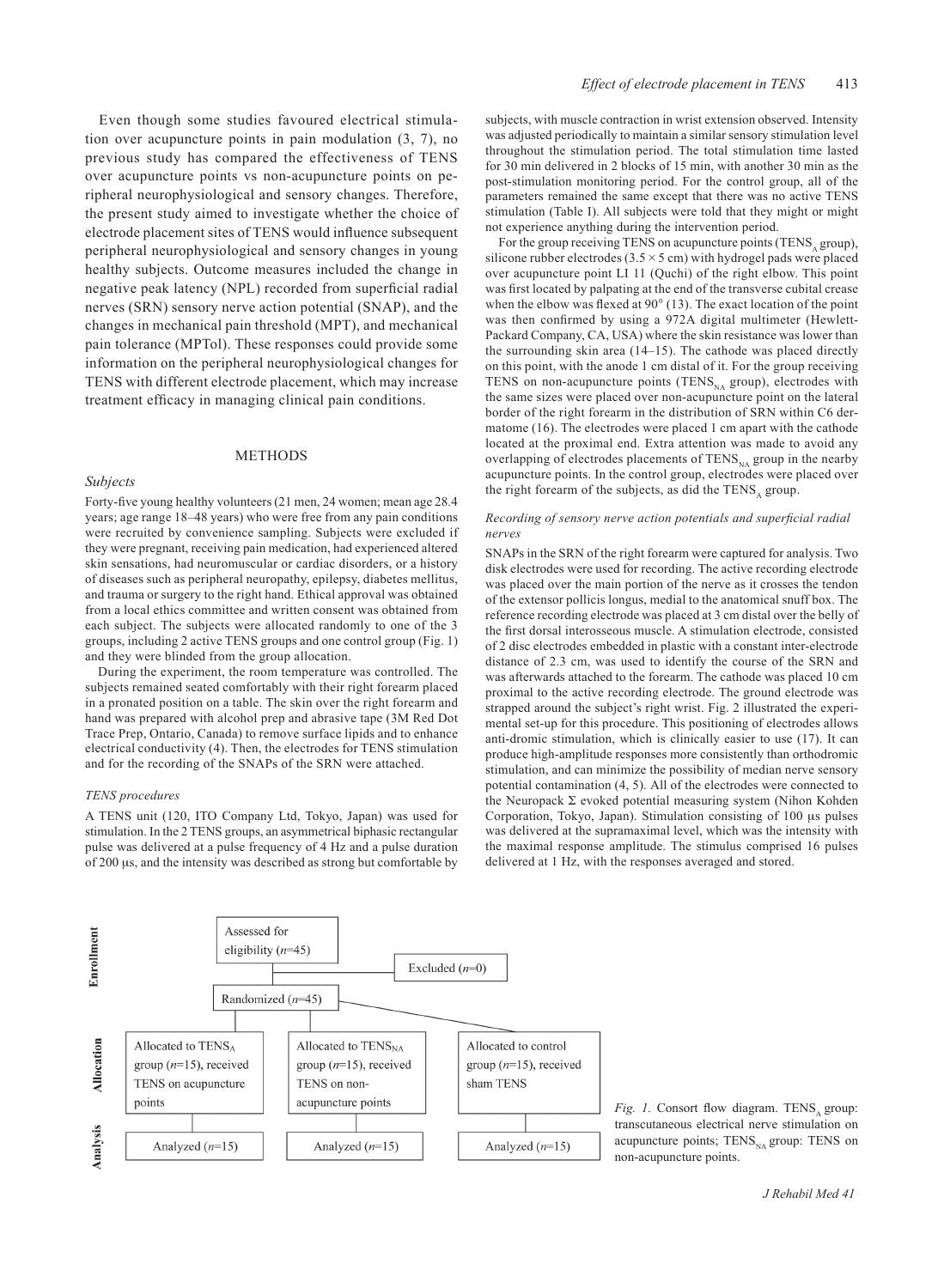Even though some studies favoured electrical stimulation over acupuncture points in pain modulation (3, 7), no previous study has compared the effectiveness of TENS over acupuncture points vs non-acupuncture points on peripheral neurophysiological and sensory changes. Therefore, the present study aimed to investigate whether the choice of electrode placement sites of TENS would influence subsequent peripheral neurophysiological and sensory changes in young healthy subjects. Outcome measures included the change in negative peak latency (NPL) recorded from superficial radial nerves (SRN) sensory nerve action potential (SNAP), and the changes in mechanical pain threshold (MPT), and mechanical pain tolerance (MPTol). These responses could provide some information on the peripheral neurophysiological changes for TENS with different electrode placement, which may increase treatment efficacy in managing clinical pain conditions.

## METHODS

### *Subjects*

Forty-five young healthy volunteers (21 men, 24 women; mean age 28.4 years; age range 18–48 years) who were free from any pain conditions were recruited by convenience sampling. Subjects were excluded if they were pregnant, receiving pain medication, had experienced altered skin sensations, had neuromuscular or cardiac disorders, or a history of diseases such as peripheral neuropathy, epilepsy, diabetes mellitus, and trauma or surgery to the right hand. Ethical approval was obtained from a local ethics committee and written consent was obtained from each subject. The subjects were allocated randomly to one of the 3 groups, including 2 active TENS groups and one control group (Fig. 1) and they were blinded from the group allocation.

During the experiment, the room temperature was controlled. The subjects remained seated comfortably with their right forearm placed in a pronated position on a table. The skin over the right forearm and hand was prepared with alcohol prep and abrasive tape (3M Red Dot Trace Prep, Ontario, Canada) to remove surface lipids and to enhance electrical conductivity (4). Then, the electrodes for TENS stimulation and for the recording of the SNAPs of the SRN were attached.

### *TENS procedures*

A TENS unit (120, ITO Company Ltd, Tokyo, Japan) was used for stimulation. In the 2 TENS groups, an asymmetrical biphasic rectangular pulse was delivered at a pulse frequency of 4 Hz and a pulse duration of 200 μs, and the intensity was described as strong but comfortable by subjects, with muscle contraction in wrist extension observed. Intensity was adjusted periodically to maintain a similar sensory stimulation level throughout the stimulation period. The total stimulation time lasted for 30 min delivered in 2 blocks of 15 min, with another 30 min as the post-stimulation monitoring period. For the control group, all of the parameters remained the same except that there was no active TENS stimulation (Table I). All subjects were told that they might or might not experience anything during the intervention period.

For the group receiving TENS on acupuncture points ($TENS_A$ group), silicone rubber electrodes (3.5 × 5 cm) with hydrogel pads were placed over acupuncture point LI 11 (Quchi) of the right elbow. This point was first located by palpating at the end of the transverse cubital crease when the elbow was flexed at 90° (13). The exact location of the point was then confirmed by using a 972A digital multimeter (Hewlett-Packard Company, CA, USA) where the skin resistance was lower than the surrounding skin area (14–15). The cathode was placed directly on this point, with the anode 1 cm distal of it. For the group receiving TENS on non-acupuncture points ($TENS_{NA}$ group), electrodes with the same sizes were placed over non-acupuncture point on the lateral border of the right forearm in the distribution of SRN within C6 dermatome (16). The electrodes were placed 1 cm apart with the cathode located at the proximal end. Extra attention was made to avoid any overlapping of electrodes placements of $TENS_{NA}$ group in the nearby acupuncture points. In the control group, electrodes were placed over the right forearm of the subjects, as did the $TENS_A$ group.

### *Recording of sensory nerve action potentials and superficial radial nerves*

SNAPs in the SRN of the right forearm were captured for analysis. Two disk electrodes were used for recording. The active recording electrode was placed over the main portion of the nerve as it crosses the tendon of the extensor pollicis longus, medial to the anatomical snuff box. The reference recording electrode was placed at 3 cm distal over the belly of the first dorsal interosseous muscle. A stimulation electrode, consisted of 2 disc electrodes embedded in plastic with a constant inter-electrode distance of 2.3 cm, was used to identify the course of the SRN and was afterwards attached to the forearm. The cathode was placed 10 cm proximal to the active recording electrode. The ground electrode was strapped around the subject's right wrist. Fig. 2 illustrated the experimental set-up for this procedure. This positioning of electrodes allows anti-dromic stimulation, which is clinically easier to use (17). It can produce high-amplitude responses more consistently than orthodromic stimulation, and can minimize the possibility of median nerve sensory potential contamination (4, 5). All of the electrodes were connected to the Neuropack Σ evoked potential measuring system (Nihon Kohden Corporation, Tokyo, Japan). Stimulation consisting of 100 μs pulses was delivered at the supramaximal level, which was the intensity with the maximal response amplitude. The stimulus comprised 16 pulses delivered at 1 Hz, with the responses averaged and stored.

**Enrollment**
- Assessed for eligibility ($n$=45)
- Excluded ($n$=0)
- Randomized ($n$=45)

**Allocation**
- Allocated to $TENS_A$ group ($n$=15), received TENS on acupuncture points
- Allocated to $TENS_{NA}$ group ($n$=15), received TENS on non-acupuncture points
- Allocated to control group ($n$=15), received sham TENS

**Analysis**
- Analyzed ($n$=15)
- Analyzed ($n$=15)
- Analyzed ($n$=15)

*Fig. 1.* Consort flow diagram. $TENS_A$ group: transcutaneous electrical nerve stimulation on acupuncture points; $TENS_{NA}$ group: TENS on non-acupuncture points.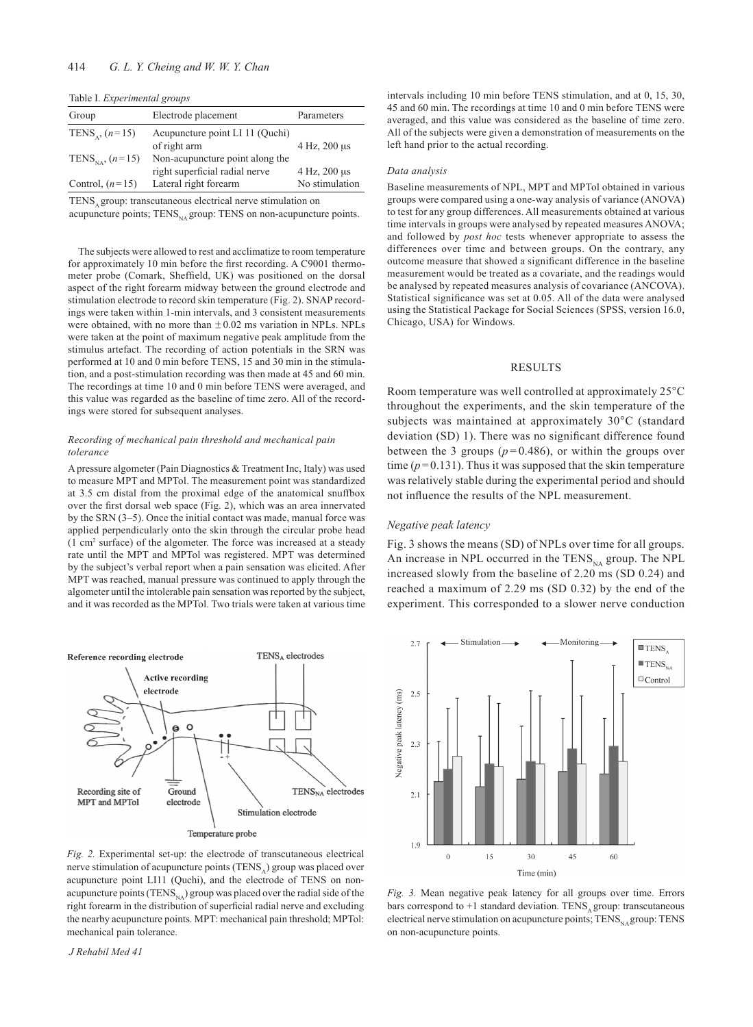Table I. *Experimental groups*

| Group | Electrode placement | Parameters |
|---|---|---|
| $TENS_A$, ($n=15$) | Acupuncture point LI 11 (Quchi) of right arm | 4 Hz, 200 μs |
| $TENS_{NA}$, ($n=15$) | Non-acupuncture point along the right superficial radial nerve | 4 Hz, 200 μs |
| Control, ($n=15$) | Lateral right forearm | No stimulation |

$TENS_A$ group: transcutaneous electrical nerve stimulation on acupuncture points; $TENS_{NA}$ group: TENS on non-acupuncture points.

The subjects were allowed to rest and acclimatize to room temperature for approximately 10 min before the first recording. A C9001 thermometer probe (Comark, Sheffield, UK) was positioned on the dorsal aspect of the right forearm midway between the ground electrode and stimulation electrode to record skin temperature (Fig. 2). SNAP recordings were taken within 1-min intervals, and 3 consistent measurements were obtained, with no more than ± 0.02 ms variation in NPLs. NPLs were taken at the point of maximum negative peak amplitude from the stimulus artefact. The recording of action potentials in the SRN was performed at 10 and 0 min before TENS, 15 and 30 min in the stimulation, and a post-stimulation recording was then made at 45 and 60 min. The recordings at time 10 and 0 min before TENS were averaged, and this value was regarded as the baseline of time zero. All of the recordings were stored for subsequent analyses.

### *Recording of mechanical pain threshold and mechanical pain tolerance*

A pressure algometer (Pain Diagnostics & Treatment Inc, Italy) was used to measure MPT and MPTol. The measurement point was standardized at 3.5 cm distal from the proximal edge of the anatomical snuffbox over the first dorsal web space (Fig. 2), which was an area innervated by the SRN (3–5). Once the initial contact was made, manual force was applied perpendicularly onto the skin through the circular probe head (1 $cm^2$ surface) of the algometer. The force was increased at a steady rate until the MPT and MPTol was registered. MPT was determined by the subject's verbal report when a pain sensation was elicited. After MPT was reached, manual pressure was continued to apply through the algometer until the intolerable pain sensation was reported by the subject, and it was recorded as the MPTol. Two trials were taken at various time intervals including 10 min before TENS stimulation, and at 0, 15, 30, 45 and 60 min. The recordings at time 10 and 0 min before TENS were averaged, and this value was considered as the baseline of time zero. All of the subjects were given a demonstration of measurements on the left hand prior to the actual recording.

### *Data analysis*

Baseline measurements of NPL, MPT and MPTol obtained in various groups were compared using a one-way analysis of variance (ANOVA) to test for any group differences. All measurements obtained at various time intervals in groups were analysed by repeated measures ANOVA; and followed by *post hoc* tests whenever appropriate to assess the differences over time and between groups. On the contrary, any outcome measure that showed a significant difference in the baseline measurement would be treated as a covariate, and the readings would be analysed by repeated measures analysis of covariance (ANCOVA). Statistical significance was set at 0.05. All of the data were analysed using the Statistical Package for Social Sciences (SPSS, version 16.0, Chicago, USA) for Windows.

## RESULTS

Room temperature was well controlled at approximately 25°C throughout the experiments, and the skin temperature of the subjects was maintained at approximately 30°C (standard deviation (SD) 1). There was no significant difference found between the 3 groups ($p=0.486$), or within the groups over time ($p=0.131$). Thus it was supposed that the skin temperature was relatively stable during the experimental period and should not influence the results of the NPL measurement.

### *Negative peak latency*

Fig. 3 shows the means (SD) of NPLs over time for all groups. An increase in NPL occurred in the $TENS_{NA}$ group. The NPL increased slowly from the baseline of 2.20 ms (SD 0.24) and reached a maximum of 2.29 ms (SD 0.32) by the end of the experiment. This corresponded to a slower nerve conduction

*Fig. 2.* Experimental set-up: the electrode of transcutaneous electrical nerve stimulation of acupuncture points ($TENS_A$) group was placed over acupuncture point LI11 (Quchi), and the electrode of TENS on non-acupuncture points ($TENS_{NA}$) group was placed over the radial side of the right forearm in the distribution of superficial radial nerve and excluding the nearby acupuncture points. MPT: mechanical pain threshold; MPTol: mechanical pain tolerance.

*Fig. 3.* Mean negative peak latency for all groups over time. Errors bars correspond to +1 standard deviation. $TENS_A$ group: transcutaneous electrical nerve stimulation on acupuncture points; $TENS_{NA}$ group: TENS on non-acupuncture points.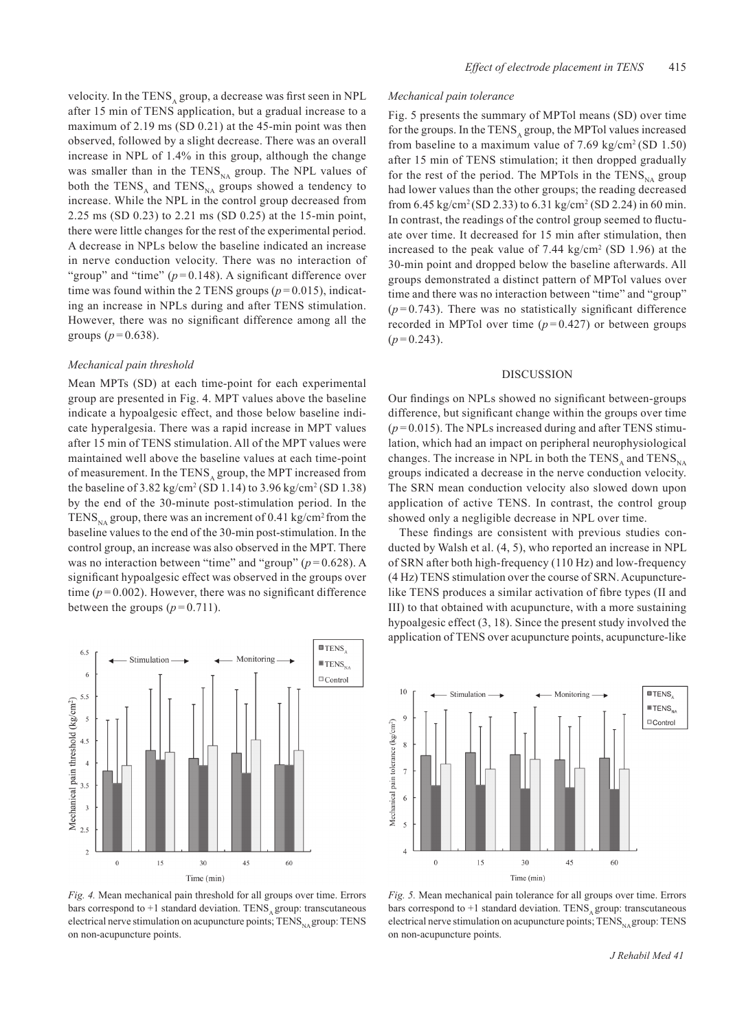velocity. In the $TENS_A$ group, a decrease was first seen in NPL after 15 min of TENS application, but a gradual increase to a maximum of 2.19 ms (SD 0.21) at the 45-min point was then observed, followed by a slight decrease. There was an overall increase in NPL of 1.4% in this group, although the change was smaller than in the $TENS_{NA}$ group. The NPL values of both the $TENS_A$ and $TENS_{NA}$ groups showed a tendency to increase. While the NPL in the control group decreased from 2.25 ms (SD 0.23) to 2.21 ms (SD 0.25) at the 15-min point, there were little changes for the rest of the experimental period. A decrease in NPLs below the baseline indicated an increase in nerve conduction velocity. There was no interaction of "group" and "time" ($p = 0.148$). A significant difference over time was found within the 2 TENS groups ($p = 0.015$), indicating an increase in NPLs during and after TENS stimulation. However, there was no significant difference among all the groups ($p = 0.638$).

### *Mechanical pain threshold*

Mean MPTs (SD) at each time-point for each experimental group are presented in Fig. 4. MPT values above the baseline indicate a hypoalgesic effect, and those below baseline indicate hyperalgesia. There was a rapid increase in MPT values after 15 min of TENS stimulation. All of the MPT values were maintained well above the baseline values at each time-point of measurement. In the $TENS_A$ group, the MPT increased from the baseline of 3.82 kg/cm$^2$ (SD 1.14) to 3.96 kg/cm$^2$ (SD 1.38) by the end of the 30-minute post-stimulation period. In the $TENS_{NA}$ group, there was an increment of 0.41 kg/cm$^2$ from the baseline values to the end of the 30-min post-stimulation. In the control group, an increase was also observed in the MPT. There was no interaction between "time" and "group" ($p = 0.628$). A significant hypoalgesic effect was observed in the groups over time ($p = 0.002$). However, there was no significant difference between the groups ($p = 0.711$).

*Fig. 4.* Mean mechanical pain threshold for all groups over time. Errors bars correspond to +1 standard deviation. $TENS_A$ group: transcutaneous electrical nerve stimulation on acupuncture points; $TENS_{NA}$ group: TENS on non-acupuncture points.

### *Mechanical pain tolerance*

Fig. 5 presents the summary of MPTol means (SD) over time for the groups. In the $TENS_A$ group, the MPTol values increased from baseline to a maximum value of 7.69 kg/cm$^2$ (SD 1.50) after 15 min of TENS stimulation; it then dropped gradually for the rest of the period. The MPTols in the $TENS_{NA}$ group had lower values than the other groups; the reading decreased from 6.45 kg/cm$^2$ (SD 2.33) to 6.31 kg/cm$^2$ (SD 2.24) in 60 min. In contrast, the readings of the control group seemed to fluctuate over time. It decreased for 15 min after stimulation, then increased to the peak value of 7.44 kg/cm$^2$ (SD 1.96) at the 30-min point and dropped below the baseline afterwards. All groups demonstrated a distinct pattern of MPTol values over time and there was no interaction between "time" and "group" ($p = 0.743$). There was no statistically significant difference recorded in MPTol over time ($p = 0.427$) or between groups ($p = 0.243$).

## DISCUSSION

Our findings on NPLs showed no significant between-groups difference, but significant change within the groups over time ($p = 0.015$). The NPLs increased during and after TENS stimulation, which had an impact on peripheral neurophysiological changes. The increase in NPL in both the $TENS_A$ and $TENS_{NA}$ groups indicated a decrease in the nerve conduction velocity. The SRN mean conduction velocity also slowed down upon application of active TENS. In contrast, the control group showed only a negligible decrease in NPL over time.

These findings are consistent with previous studies conducted by Walsh et al. (4, 5), who reported an increase in NPL of SRN after both high-frequency (110 Hz) and low-frequency (4 Hz) TENS stimulation over the course of SRN. Acupuncture-like TENS produces a similar activation of fibre types (II and III) to that obtained with acupuncture, with a more sustaining hypoalgesic effect (3, 18). Since the present study involved the application of TENS over acupuncture points, acupuncture-like

*Fig. 5.* Mean mechanical pain tolerance for all groups over time. Errors bars correspond to +1 standard deviation. $TENS_A$ group: transcutaneous electrical nerve stimulation on acupuncture points; $TENS_{NA}$ group: TENS on non-acupuncture points.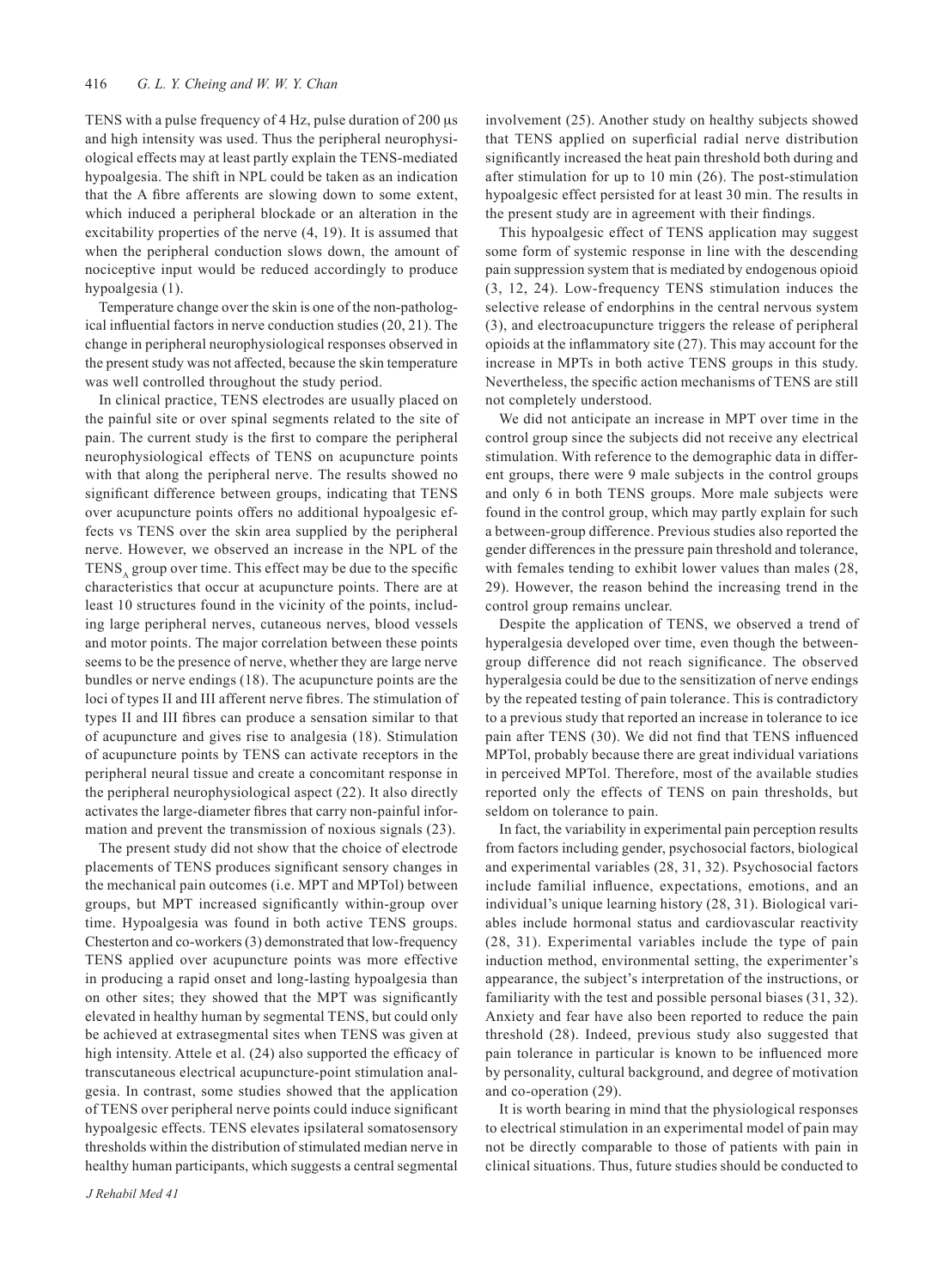TENS with a pulse frequency of 4 Hz, pulse duration of 200 μs and high intensity was used. Thus the peripheral neurophysiological effects may at least partly explain the TENS-mediated hypoalgesia. The shift in NPL could be taken as an indication that the A fibre afferents are slowing down to some extent, which induced a peripheral blockade or an alteration in the excitability properties of the nerve (4, 19). It is assumed that when the peripheral conduction slows down, the amount of nociceptive input would be reduced accordingly to produce hypoalgesia (1).

Temperature change over the skin is one of the non-pathological influential factors in nerve conduction studies (20, 21). The change in peripheral neurophysiological responses observed in the present study was not affected, because the skin temperature was well controlled throughout the study period.

In clinical practice, TENS electrodes are usually placed on the painful site or over spinal segments related to the site of pain. The current study is the first to compare the peripheral neurophysiological effects of TENS on acupuncture points with that along the peripheral nerve. The results showed no significant difference between groups, indicating that TENS over acupuncture points offers no additional hypoalgesic effects vs TENS over the skin area supplied by the peripheral nerve. However, we observed an increase in the NPL of the $TENS_A$ group over time. This effect may be due to the specific characteristics that occur at acupuncture points. There are at least 10 structures found in the vicinity of the points, including large peripheral nerves, cutaneous nerves, blood vessels and motor points. The major correlation between these points seems to be the presence of nerve, whether they are large nerve bundles or nerve endings (18). The acupuncture points are the loci of types II and III afferent nerve fibres. The stimulation of types II and III fibres can produce a sensation similar to that of acupuncture and gives rise to analgesia (18). Stimulation of acupuncture points by TENS can activate receptors in the peripheral neural tissue and create a concomitant response in the peripheral neurophysiological aspect (22). It also directly activates the large-diameter fibres that carry non-painful information and prevent the transmission of noxious signals (23).

The present study did not show that the choice of electrode placements of TENS produces significant sensory changes in the mechanical pain outcomes (i.e. MPT and MPTol) between groups, but MPT increased significantly within-group over time. Hypoalgesia was found in both active TENS groups. Chesterton and co-workers (3) demonstrated that low-frequency TENS applied over acupuncture points was more effective in producing a rapid onset and long-lasting hypoalgesia than on other sites; they showed that the MPT was significantly elevated in healthy human by segmental TENS, but could only be achieved at extrasegmental sites when TENS was given at high intensity. Attele et al. (24) also supported the efficacy of transcutaneous electrical acupuncture-point stimulation analgesia. In contrast, some studies showed that the application of TENS over peripheral nerve points could induce significant hypoalgesic effects. TENS elevates ipsilateral somatosensory thresholds within the distribution of stimulated median nerve in healthy human participants, which suggests a central segmental involvement (25). Another study on healthy subjects showed that TENS applied on superficial radial nerve distribution significantly increased the heat pain threshold both during and after stimulation for up to 10 min (26). The post-stimulation hypoalgesic effect persisted for at least 30 min. The results in the present study are in agreement with their findings.

This hypoalgesic effect of TENS application may suggest some form of systemic response in line with the descending pain suppression system that is mediated by endogenous opioid (3, 12, 24). Low-frequency TENS stimulation induces the selective release of endorphins in the central nervous system (3), and electroacupuncture triggers the release of peripheral opioids at the inflammatory site (27). This may account for the increase in MPTs in both active TENS groups in this study. Nevertheless, the specific action mechanisms of TENS are still not completely understood.

We did not anticipate an increase in MPT over time in the control group since the subjects did not receive any electrical stimulation. With reference to the demographic data in different groups, there were 9 male subjects in the control groups and only 6 in both TENS groups. More male subjects were found in the control group, which may partly explain for such a between-group difference. Previous studies also reported the gender differences in the pressure pain threshold and tolerance, with females tending to exhibit lower values than males (28, 29). However, the reason behind the increasing trend in the control group remains unclear.

Despite the application of TENS, we observed a trend of hyperalgesia developed over time, even though the between-group difference did not reach significance. The observed hyperalgesia could be due to the sensitization of nerve endings by the repeated testing of pain tolerance. This is contradictory to a previous study that reported an increase in tolerance to ice pain after TENS (30). We did not find that TENS influenced MPTol, probably because there are great individual variations in perceived MPTol. Therefore, most of the available studies reported only the effects of TENS on pain thresholds, but seldom on tolerance to pain.

In fact, the variability in experimental pain perception results from factors including gender, psychosocial factors, biological and experimental variables (28, 31, 32). Psychosocial factors include familial influence, expectations, emotions, and an individual's unique learning history (28, 31). Biological variables include hormonal status and cardiovascular reactivity (28, 31). Experimental variables include the type of pain induction method, environmental setting, the experimenter's appearance, the subject's interpretation of the instructions, or familiarity with the test and possible personal biases (31, 32). Anxiety and fear have also been reported to reduce the pain threshold (28). Indeed, previous study also suggested that pain tolerance in particular is known to be influenced more by personality, cultural background, and degree of motivation and co-operation (29).

It is worth bearing in mind that the physiological responses to electrical stimulation in an experimental model of pain may not be directly comparable to those of patients with pain in clinical situations. Thus, future studies should be conducted to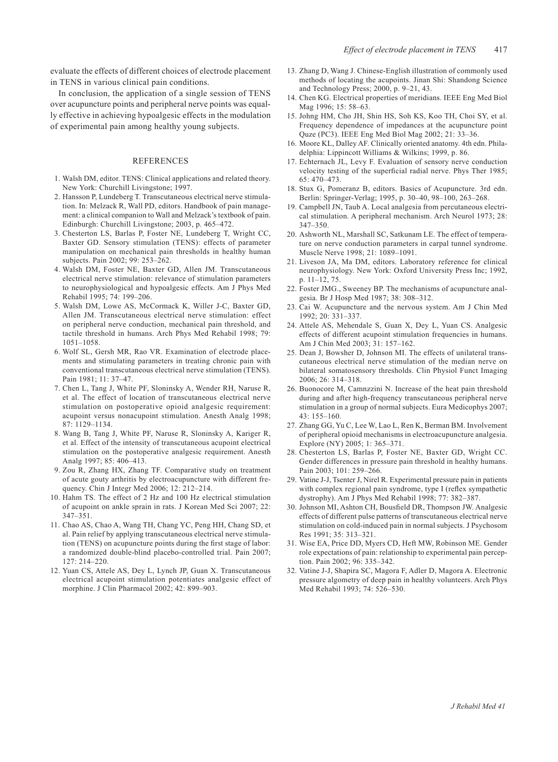evaluate the effects of different choices of electrode placement in TENS in various clinical pain conditions.

In conclusion, the application of a single session of TENS over acupuncture points and peripheral nerve points was equally effective in achieving hypoalgesic effects in the modulation of experimental pain among healthy young subjects.

## REFERENCES

1. Walsh DM, editor. TENS: Clinical applications and related theory. New York: Churchill Livingstone; 1997.
2. Hansson P, Lundeberg T. Transcutaneous electrical nerve stimulation. In: Melzack R, Wall PD, editors. Handbook of pain management: a clinical companion to Wall and Melzack's textbook of pain. Edinburgh: Churchill Livingstone; 2003, p. 465–472.
3. Chesterton LS, Barlas P, Foster NE, Lundeberg T, Wright CC, Baxter GD. Sensory stimulation (TENS): effects of parameter manipulation on mechanical pain thresholds in healthy human subjects. Pain 2002; 99: 253–262.
4. Walsh DM, Foster NE, Baxter GD, Allen JM. Transcutaneous electrical nerve stimulation: relevance of stimulation parameters to neurophysiological and hypoalgesic effects. Am J Phys Med Rehabil 1995; 74: 199–206.
5. Walsh DM, Lowe AS, McCormack K, Willer J-C, Baxter GD, Allen JM. Transcutaneous electrical nerve stimulation: effect on peripheral nerve conduction, mechanical pain threshold, and tactile threshold in humans. Arch Phys Med Rehabil 1998; 79: 1051–1058.
6. Wolf SL, Gersh MR, Rao VR. Examination of electrode placements and stimulating parameters in treating chronic pain with conventional transcutaneous electrical nerve stimulation (TENS). Pain 1981; 11: 37–47.
7. Chen L, Tang J, White PF, Sloninsky A, Wender RH, Naruse R, et al. The effect of location of transcutaneous electrical nerve stimulation on postoperative opioid analgesic requirement: acupoint versus nonacupoint stimulation. Anesth Analg 1998; 87: 1129–1134.
8. Wang B, Tang J, White PF, Naruse R, Sloninsky A, Kariger R, et al. Effect of the intensity of transcutaneous acupoint electrical stimulation on the postoperative analgesic requirement. Anesth Analg 1997; 85: 406–413.
9. Zou R, Zhang HX, Zhang TF. Comparative study on treatment of acute gouty arthritis by electroacupuncture with different frequency. Chin J Integr Med 2006; 12: 212–214.
10. Hahm TS. The effect of 2 Hz and 100 Hz electrical stimulation of acupoint on ankle sprain in rats. J Korean Med Sci 2007; 22: 347–351.
11. Chao AS, Chao A, Wang TH, Chang YC, Peng HH, Chang SD, et al. Pain relief by applying transcutaneous electrical nerve stimulation (TENS) on acupuncture points during the first stage of labor: a randomized double-blind placebo-controlled trial. Pain 2007; 127: 214–220.
12. Yuan CS, Attele AS, Dey L, Lynch JP, Guan X. Transcutaneous electrical acupoint stimulation potentiates analgesic effect of morphine. J Clin Pharmacol 2002; 42: 899–903.
13. Zhang D, Wang J. Chinese-English illustration of commonly used methods of locating the acupoints. Jinan Shi: Shandong Science and Technology Press; 2000, p. 9–21, 43.
14. Chen KG. Electrical properties of meridians. IEEE Eng Med Biol Mag 1996; 15: 58–63.
15. Johng HM, Cho JH, Shin HS, Soh KS, Koo TH, Choi SY, et al. Frequency dependence of impedances at the acupuncture point Quze (PC3). IEEE Eng Med Biol Mag 2002; 21: 33–36.
16. Moore KL, Dalley AF. Clinically oriented anatomy. 4th edn. Philadelphia: Lippincott Williams & Wilkins; 1999, p. 86.
17. Echternach JL, Levy F. Evaluation of sensory nerve conduction velocity testing of the superficial radial nerve. Phys Ther 1985; 65: 470–473.
18. Stux G, Pomeranz B, editors. Basics of Acupuncture. 3rd edn. Berlin: Springer-Verlag; 1995, p. 30–40, 98–100, 263–268.
19. Campbell JN, Taub A. Local analgesia from percutaneous electrical stimulation. A peripheral mechanism. Arch Neurol 1973; 28: 347–350.
20. Ashworth NL, Marshall SC, Satkunam LE. The effect of temperature on nerve conduction parameters in carpal tunnel syndrome. Muscle Nerve 1998; 21: 1089–1091.
21. Liveson JA, Ma DM, editors. Laboratory reference for clinical neurophysiology. New York: Oxford University Press Inc; 1992, p. 11–12, 75.
22. Foster JMG., Sweeney BP. The mechanisms of acupuncture analgesia. Br J Hosp Med 1987; 38: 308–312.
23. Cai W. Acupuncture and the nervous system. Am J Chin Med 1992; 20: 331–337.
24. Attele AS, Mehendale S, Guan X, Dey L, Yuan CS. Analgesic effects of different acupoint stimulation frequencies in humans. Am J Chin Med 2003; 31: 157–162.
25. Dean J, Bowsher D, Johnson MI. The effects of unilateral transcutaneous electrical nerve stimulation of the median nerve on bilateral somatosensory thresholds. Clin Physiol Funct Imaging 2006; 26: 314–318.
26. Buonocore M, Camnzzini N. Increase of the heat pain threshold during and after high-frequency transcutaneous peripheral nerve stimulation in a group of normal subjects. Eura Medicophys 2007; 43: 155–160.
27. Zhang GG, Yu C, Lee W, Lao L, Ren K, Berman BM. Involvement of peripheral opioid mechanisms in electroacupuncture analgesia. Explore (NY) 2005; 1: 365–371.
28. Chesterton LS, Barlas P, Foster NE, Baxter GD, Wright CC. Gender differences in pressure pain threshold in healthy humans. Pain 2003; 101: 259–266.
29. Vatine J-J, Tsenter J, Nirel R. Experimental pressure pain in patients with complex regional pain syndrome, type I (reflex sympathetic dystrophy). Am J Phys Med Rehabil 1998; 77: 382–387.
30. Johnson MI, Ashton CH, Bousfield DR, Thompson JW. Analgesic effects of different pulse patterns of transcutaneous electrical nerve stimulation on cold-induced pain in normal subjects. J Psychosom Res 1991; 35: 313–321.
31. Wise EA, Price DD, Myers CD, Heft MW, Robinson ME. Gender role expectations of pain: relationship to experimental pain perception. Pain 2002; 96: 335–342.
32. Vatine J-J, Shapira SC, Magora F, Adler D, Magora A. Electronic pressure algometry of deep pain in healthy volunteers. Arch Phys Med Rehabil 1993; 74: 526–530.